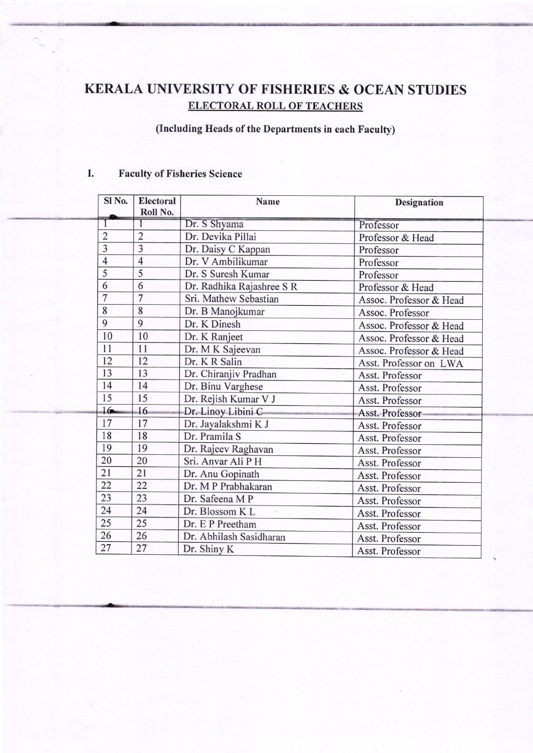# KERALA UNIVERSITY OF FISHERIES & OCEAN STUDIES

## ELECTORAL ROLL OF TEACHERS

**(Including Heads of the Departments in each Faculty)**

**I. Faculty of Fisheries Science**

| Sl No. | Electoral Roll No. | Name | Designation |
|---|---|---|---|
| 1 | 1 | Dr. S Shyama | Professor |
| 2 | 2 | Dr. Devika Pillai | Professor & Head |
| 3 | 3 | Dr. Daisy C Kappan | Professor |
| 4 | 4 | Dr. V Ambilikumar | Professor |
| 5 | 5 | Dr. S Suresh Kumar | Professor |
| 6 | 6 | Dr. Radhika Rajashree S R | Professor & Head |
| 7 | 7 | Sri. Mathew Sebastian | Assoc. Professor & Head |
| 8 | 8 | Dr. B Manojkumar | Assoc. Professor |
| 9 | 9 | Dr. K Dinesh | Assoc. Professor & Head |
| 10 | 10 | Dr. K Ranjeet | Assoc. Professor & Head |
| 11 | 11 | Dr. M K Sajeevan | Assoc. Professor & Head |
| 12 | 12 | Dr. K R Salin | Asst. Professor on LWA |
| 13 | 13 | Dr. Chiranjiv Pradhan | Asst. Professor |
| 14 | 14 | Dr. Binu Varghese | Asst. Professor |
| 15 | 15 | Dr. Rejish Kumar V J | Asst. Professor |
| 16 | 16 | Dr. Linoy Libini C | Asst. Professor |
| 17 | 17 | Dr. Jayalakshmi K J | Asst. Professor |
| 18 | 18 | Dr. Pramila S | Asst. Professor |
| 19 | 19 | Dr. Rajeev Raghavan | Asst. Professor |
| 20 | 20 | Sri. Anvar Ali P H | Asst. Professor |
| 21 | 21 | Dr. Anu Gopinath | Asst. Professor |
| 22 | 22 | Dr. M P Prabhakaran | Asst. Professor |
| 23 | 23 | Dr. Safeena M P | Asst. Professor |
| 24 | 24 | Dr. Blossom K L | Asst. Professor |
| 25 | 25 | Dr. E P Preetham | Asst. Professor |
| 26 | 26 | Dr. Abhilash Sasidharan | Asst. Professor |
| 27 | 27 | Dr. Shiny K | Asst. Professor |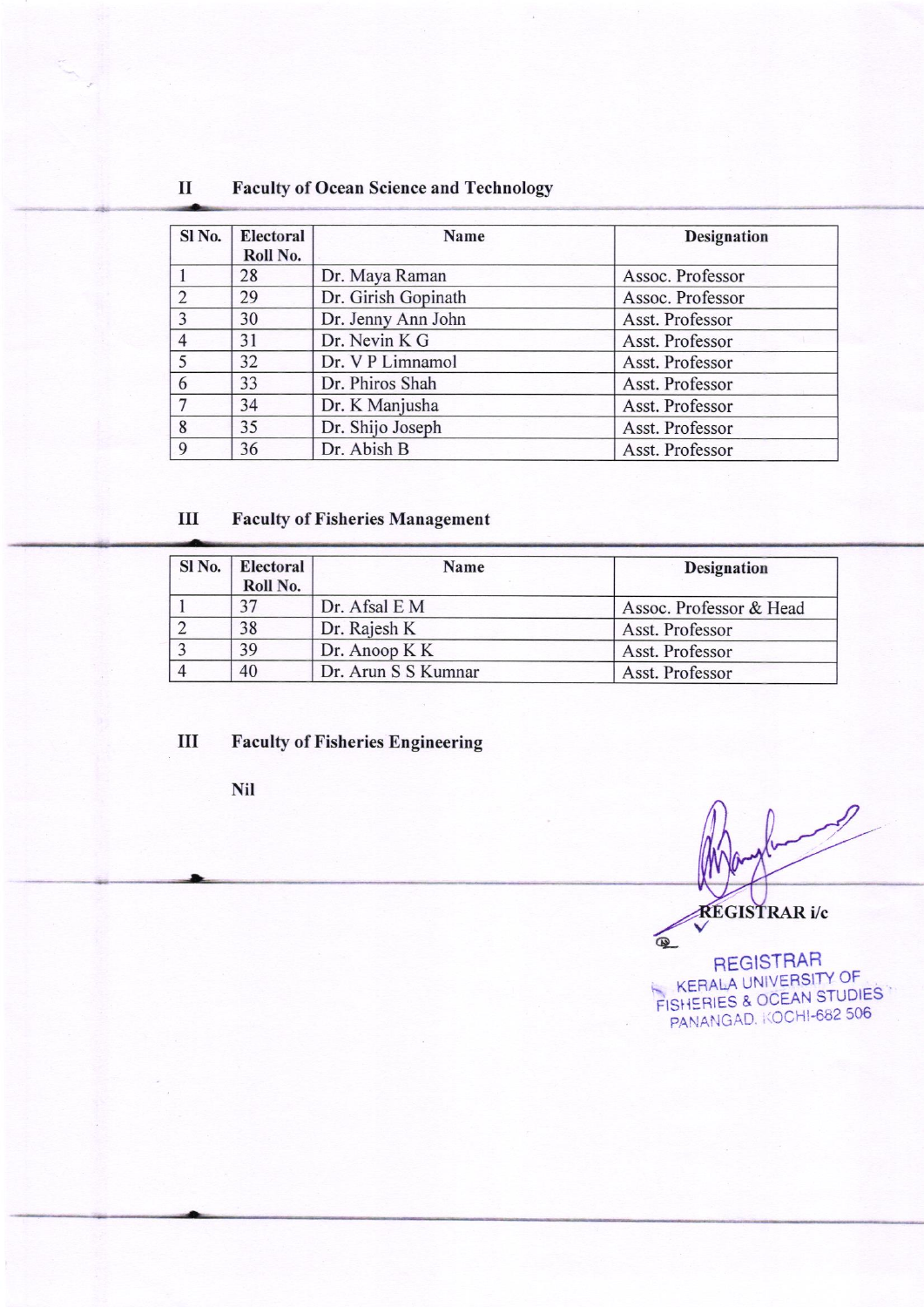## II Faculty of Ocean Science and Technology

| Sl No. | Electoral Roll No. | Name | Designation |
|---|---|---|---|
| 1 | 28 | Dr. Maya Raman | Assoc. Professor |
| 2 | 29 | Dr. Girish Gopinath | Assoc. Professor |
| 3 | 30 | Dr. Jenny Ann John | Asst. Professor |
| 4 | 31 | Dr. Nevin K G | Asst. Professor |
| 5 | 32 | Dr. V P Limnamol | Asst. Professor |
| 6 | 33 | Dr. Phiros Shah | Asst. Professor |
| 7 | 34 | Dr. K Manjusha | Asst. Professor |
| 8 | 35 | Dr. Shijo Joseph | Asst. Professor |
| 9 | 36 | Dr. Abish B | Asst. Professor |

## III Faculty of Fisheries Management

| Sl No. | Electoral Roll No. | Name | Designation |
|---|---|---|---|
| 1 | 37 | Dr. Afsal E M | Assoc. Professor & Head |
| 2 | 38 | Dr. Rajesh K | Asst. Professor |
| 3 | 39 | Dr. Anoop K K | Asst. Professor |
| 4 | 40 | Dr. Arun S S Kumnar | Asst. Professor |

## III Faculty of Fisheries Engineering

Nil

REGISTRAR i/c

REGISTRAR
KERALA UNIVERSITY OF
FISHERIES & OCEAN STUDIES
PANANGAD, KOCHI-682 506